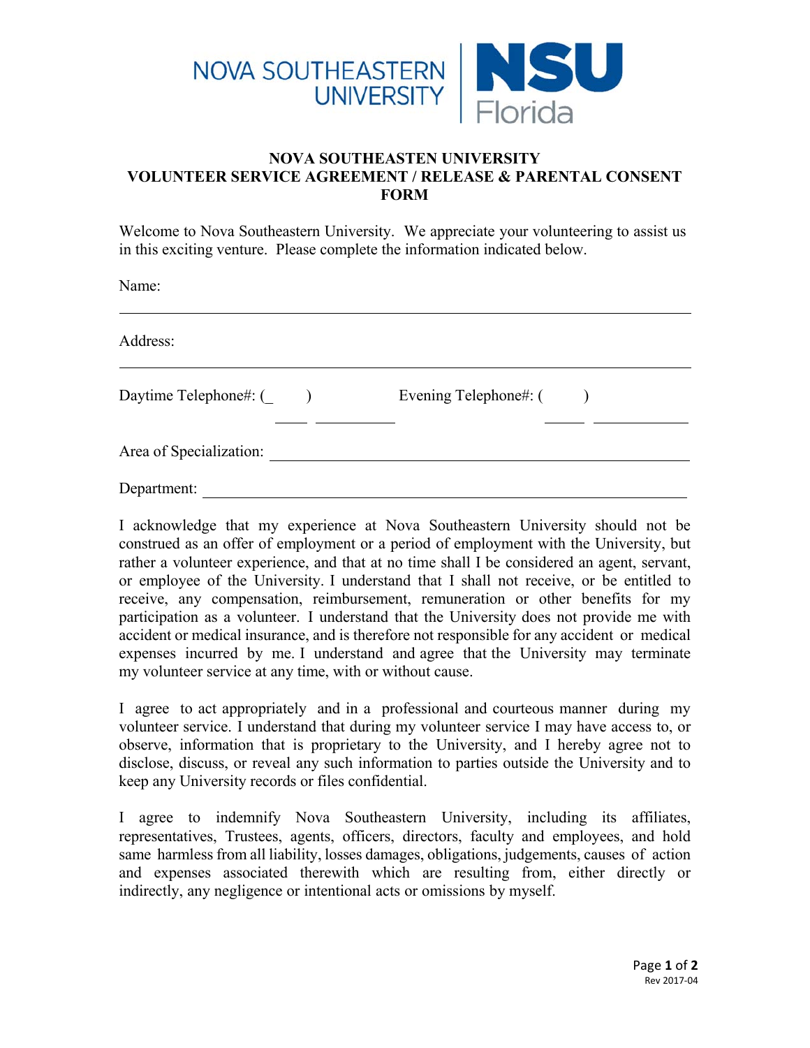NOVA SOUTHEASTERN UNIVERSITY | NSU Florida

# NOVA SOUTHEASTEN UNIVERSITY
## VOLUNTEER SERVICE AGREEMENT / RELEASE & PARENTAL CONSENT FORM

Welcome to Nova Southeastern University. We appreciate your volunteering to assist us in this exciting venture. Please complete the information indicated below.

Name: ______________________________________________

Address: ______________________________________________

Daytime Telephone#: (\_ ) ____ ________ Evening Telephone#: ( ) ____ ________

Area of Specialization: ______________________________________________

Department: ______________________________________________

I acknowledge that my experience at Nova Southeastern University should not be construed as an offer of employment or a period of employment with the University, but rather a volunteer experience, and that at no time shall I be considered an agent, servant, or employee of the University. I understand that I shall not receive, or be entitled to receive, any compensation, reimbursement, remuneration or other benefits for my participation as a volunteer. I understand that the University does not provide me with accident or medical insurance, and is therefore not responsible for any accident or medical expenses incurred by me. I understand and agree that the University may terminate my volunteer service at any time, with or without cause.

I agree to act appropriately and in a professional and courteous manner during my volunteer service. I understand that during my volunteer service I may have access to, or observe, information that is proprietary to the University, and I hereby agree not to disclose, discuss, or reveal any such information to parties outside the University and to keep any University records or files confidential.

I agree to indemnify Nova Southeastern University, including its affiliates, representatives, Trustees, agents, officers, directors, faculty and employees, and hold same harmless from all liability, losses damages, obligations, judgements, causes of action and expenses associated therewith which are resulting from, either directly or indirectly, any negligence or intentional acts or omissions by myself.

Rev 2017-04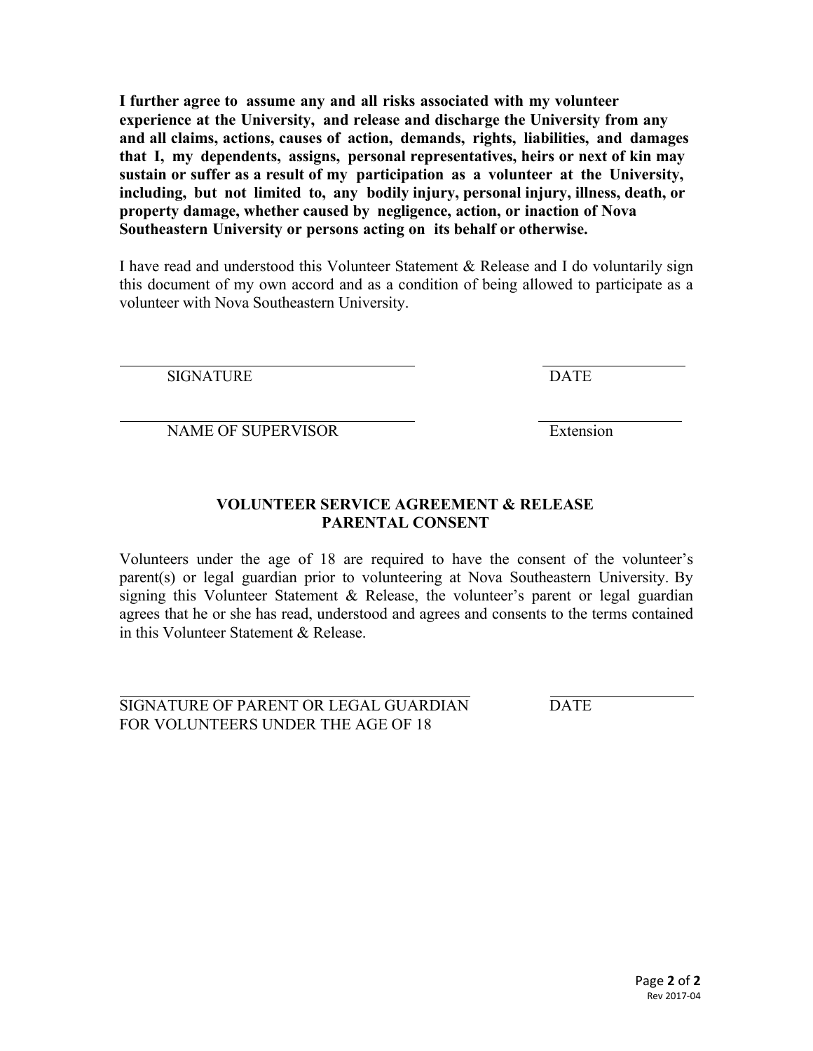**I further agree to assume any and all risks associated with my volunteer experience at the University, and release and discharge the University from any and all claims, actions, causes of action, demands, rights, liabilities, and damages that I, my dependents, assigns, personal representatives, heirs or next of kin may sustain or suffer as a result of my participation as a volunteer at the University, including, but not limited to, any bodily injury, personal injury, illness, death, or property damage, whether caused by negligence, action, or inaction of Nova Southeastern University or persons acting on its behalf or otherwise.**

I have read and understood this Volunteer Statement & Release and I do voluntarily sign this document of my own accord and as a condition of being allowed to participate as a volunteer with Nova Southeastern University.

\_\_\_\_\_\_\_\_\_\_\_\_\_\_\_\_\_\_\_\_\_\_\_\_\_\_\_\_\_\_\_\_ \_\_\_\_\_\_\_\_\_\_\_\_\_\_\_\_
SIGNATURE DATE

\_\_\_\_\_\_\_\_\_\_\_\_\_\_\_\_\_\_\_\_\_\_\_\_\_\_\_\_\_\_\_\_ \_\_\_\_\_\_\_\_\_\_\_\_\_\_\_\_
NAME OF SUPERVISOR Extension

## VOLUNTEER SERVICE AGREEMENT & RELEASE PARENTAL CONSENT

Volunteers under the age of 18 are required to have the consent of the volunteer's parent(s) or legal guardian prior to volunteering at Nova Southeastern University. By signing this Volunteer Statement & Release, the volunteer's parent or legal guardian agrees that he or she has read, understood and agrees and consents to the terms contained in this Volunteer Statement & Release.

\_\_\_\_\_\_\_\_\_\_\_\_\_\_\_\_\_\_\_\_\_\_\_\_\_\_\_\_\_\_\_\_ \_\_\_\_\_\_\_\_\_\_\_\_\_\_\_\_
SIGNATURE OF PARENT OR LEGAL GUARDIAN DATE
FOR VOLUNTEERS UNDER THE AGE OF 18

Rev 2017-04